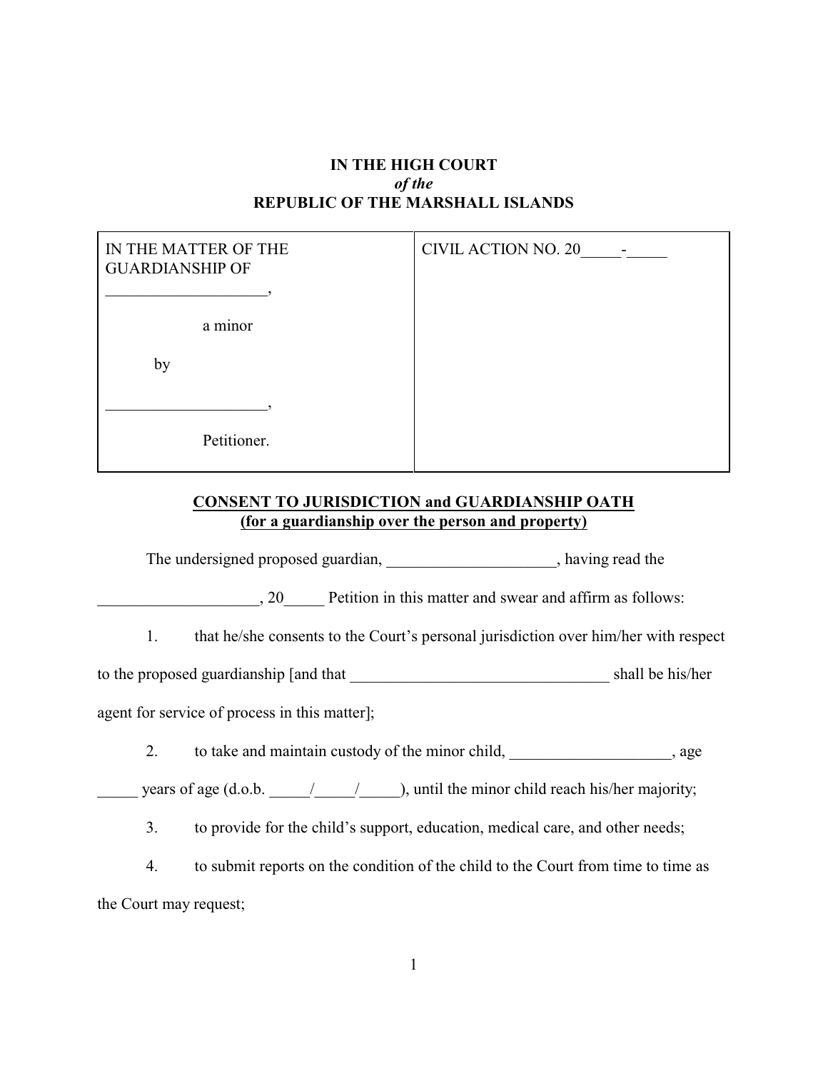**IN THE HIGH COURT**
***of the***
**REPUBLIC OF THE MARSHALL ISLANDS**

| IN THE MATTER OF THE GUARDIANSHIP OF<br><br>____________________,<br><br>a minor<br><br>by<br><br>____________________,<br><br>Petitioner. | CIVIL ACTION NO. 20_____-_____ |
|---|---|

**CONSENT TO JURISDICTION and GUARDIANSHIP OATH**
**(for a guardianship over the person and property)**

The undersigned proposed guardian, _____________________, having read the ____________________, 20_____ Petition in this matter and swear and affirm as follows:

1. that he/she consents to the Court's personal jurisdiction over him/her with respect to the proposed guardianship [and that _________________________________ shall be his/her agent for service of process in this matter];

2. to take and maintain custody of the minor child, ____________________, age _____ years of age (d.o.b. _____/_____/_____), until the minor child reach his/her majority;

3. to provide for the child's support, education, medical care, and other needs;

4. to submit reports on the condition of the child to the Court from time to time as the Court may request;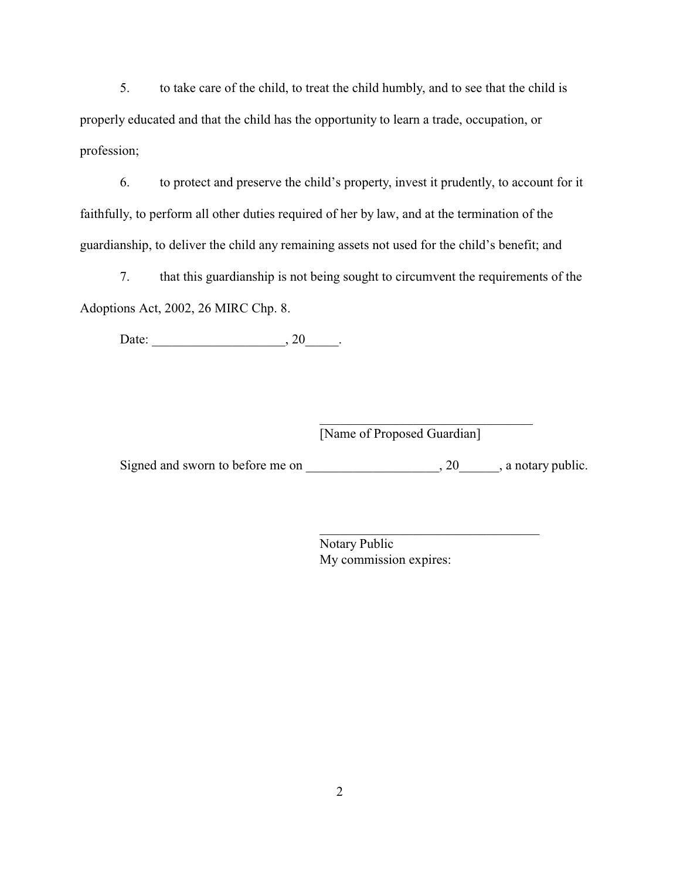5. to take care of the child, to treat the child humbly, and to see that the child is properly educated and that the child has the opportunity to learn a trade, occupation, or profession;

6. to protect and preserve the child's property, invest it prudently, to account for it faithfully, to perform all other duties required of her by law, and at the termination of the guardianship, to deliver the child any remaining assets not used for the child's benefit; and

7. that this guardianship is not being sought to circumvent the requirements of the Adoptions Act, 2002, 26 MIRC Chp. 8.

Date: ____________________, 20_____.

_________________________________
[Name of Proposed Guardian]

Signed and sworn to before me on ____________________, 20______, a notary public.

__________________________________
Notary Public
My commission expires: